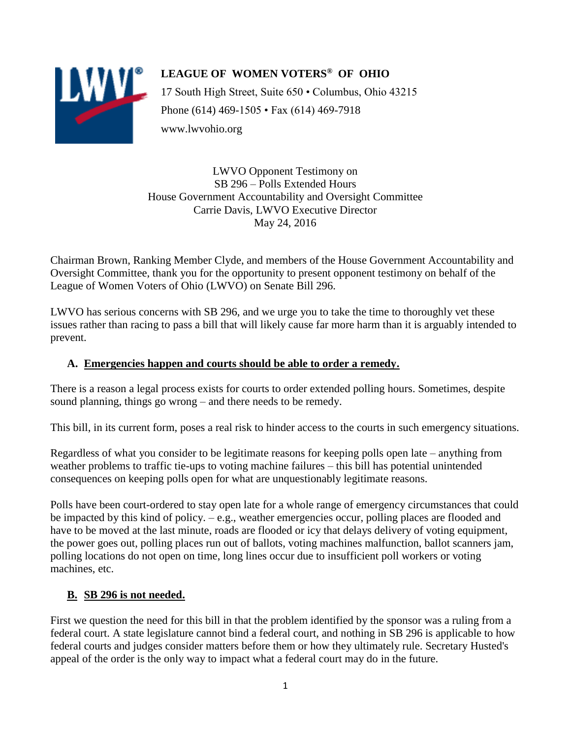**LEAGUE OF WOMEN VOTERS® OF OHIO**

17 South High Street, Suite 650 • Columbus, Ohio 43215

Phone (614) 469-1505 • Fax (614) 469-7918

www.lwvohio.org

LWVO Opponent Testimony on
SB 296 – Polls Extended Hours
House Government Accountability and Oversight Committee
Carrie Davis, LWVO Executive Director
May 24, 2016

Chairman Brown, Ranking Member Clyde, and members of the House Government Accountability and Oversight Committee, thank you for the opportunity to present opponent testimony on behalf of the League of Women Voters of Ohio (LWVO) on Senate Bill 296.

LWVO has serious concerns with SB 296, and we urge you to take the time to thoroughly vet these issues rather than racing to pass a bill that will likely cause far more harm than it is arguably intended to prevent.

## A. Emergencies happen and courts should be able to order a remedy.

There is a reason a legal process exists for courts to order extended polling hours. Sometimes, despite sound planning, things go wrong – and there needs to be remedy.

This bill, in its current form, poses a real risk to hinder access to the courts in such emergency situations.

Regardless of what you consider to be legitimate reasons for keeping polls open late – anything from weather problems to traffic tie-ups to voting machine failures – this bill has potential unintended consequences on keeping polls open for what are unquestionably legitimate reasons.

Polls have been court-ordered to stay open late for a whole range of emergency circumstances that could be impacted by this kind of policy. – e.g., weather emergencies occur, polling places are flooded and have to be moved at the last minute, roads are flooded or icy that delays delivery of voting equipment, the power goes out, polling places run out of ballots, voting machines malfunction, ballot scanners jam, polling locations do not open on time, long lines occur due to insufficient poll workers or voting machines, etc.

## B. SB 296 is not needed.

First we question the need for this bill in that the problem identified by the sponsor was a ruling from a federal court. A state legislature cannot bind a federal court, and nothing in SB 296 is applicable to how federal courts and judges consider matters before them or how they ultimately rule. Secretary Husted's appeal of the order is the only way to impact what a federal court may do in the future.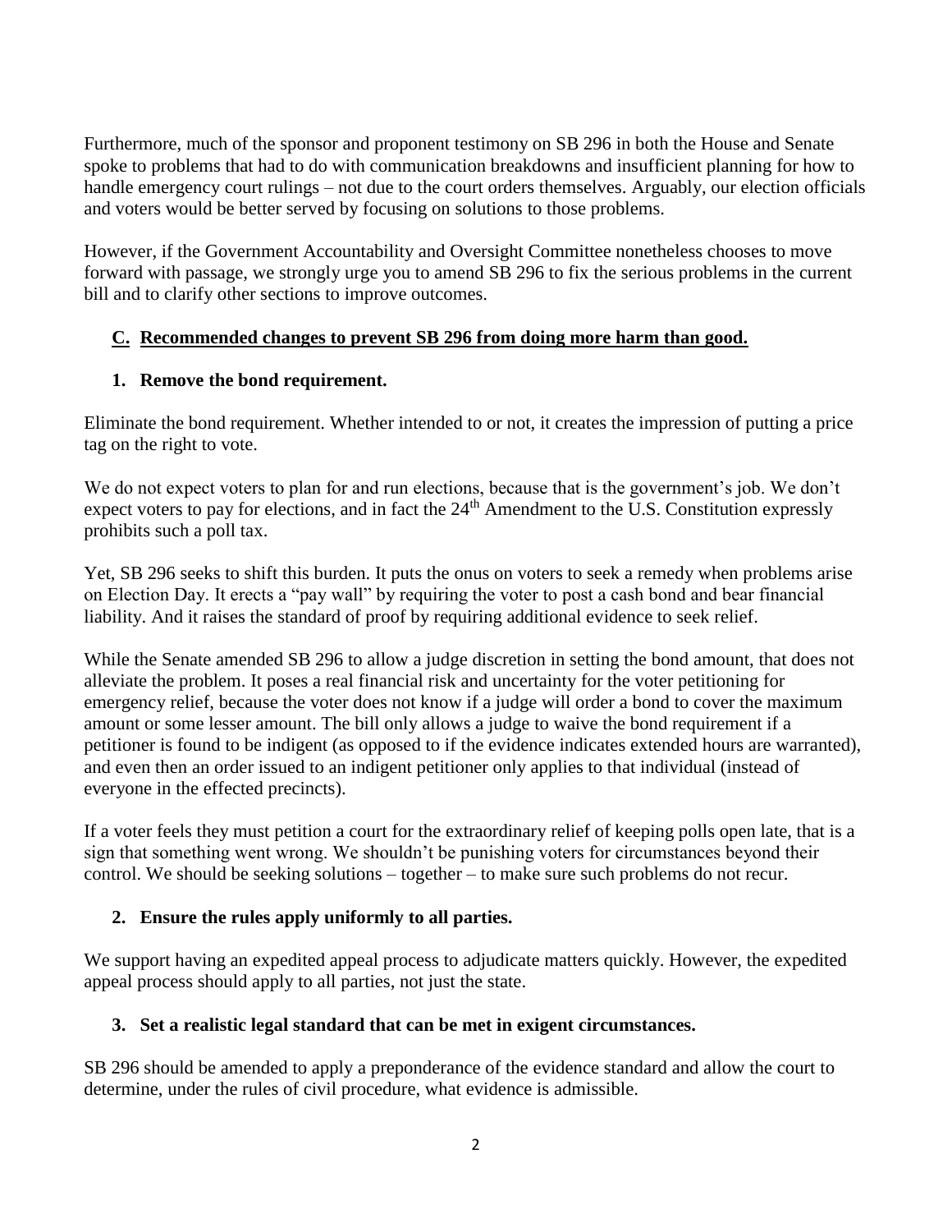Furthermore, much of the sponsor and proponent testimony on SB 296 in both the House and Senate spoke to problems that had to do with communication breakdowns and insufficient planning for how to handle emergency court rulings – not due to the court orders themselves. Arguably, our election officials and voters would be better served by focusing on solutions to those problems.

However, if the Government Accountability and Oversight Committee nonetheless chooses to move forward with passage, we strongly urge you to amend SB 296 to fix the serious problems in the current bill and to clarify other sections to improve outcomes.

## C. Recommended changes to prevent SB 296 from doing more harm than good.

### 1. Remove the bond requirement.

Eliminate the bond requirement. Whether intended to or not, it creates the impression of putting a price tag on the right to vote.

We do not expect voters to plan for and run elections, because that is the government's job. We don't expect voters to pay for elections, and in fact the 24th Amendment to the U.S. Constitution expressly prohibits such a poll tax.

Yet, SB 296 seeks to shift this burden. It puts the onus on voters to seek a remedy when problems arise on Election Day. It erects a "pay wall" by requiring the voter to post a cash bond and bear financial liability. And it raises the standard of proof by requiring additional evidence to seek relief.

While the Senate amended SB 296 to allow a judge discretion in setting the bond amount, that does not alleviate the problem. It poses a real financial risk and uncertainty for the voter petitioning for emergency relief, because the voter does not know if a judge will order a bond to cover the maximum amount or some lesser amount. The bill only allows a judge to waive the bond requirement if a petitioner is found to be indigent (as opposed to if the evidence indicates extended hours are warranted), and even then an order issued to an indigent petitioner only applies to that individual (instead of everyone in the effected precincts).

If a voter feels they must petition a court for the extraordinary relief of keeping polls open late, that is a sign that something went wrong. We shouldn't be punishing voters for circumstances beyond their control. We should be seeking solutions – together – to make sure such problems do not recur.

### 2. Ensure the rules apply uniformly to all parties.

We support having an expedited appeal process to adjudicate matters quickly. However, the expedited appeal process should apply to all parties, not just the state.

### 3. Set a realistic legal standard that can be met in exigent circumstances.

SB 296 should be amended to apply a preponderance of the evidence standard and allow the court to determine, under the rules of civil procedure, what evidence is admissible.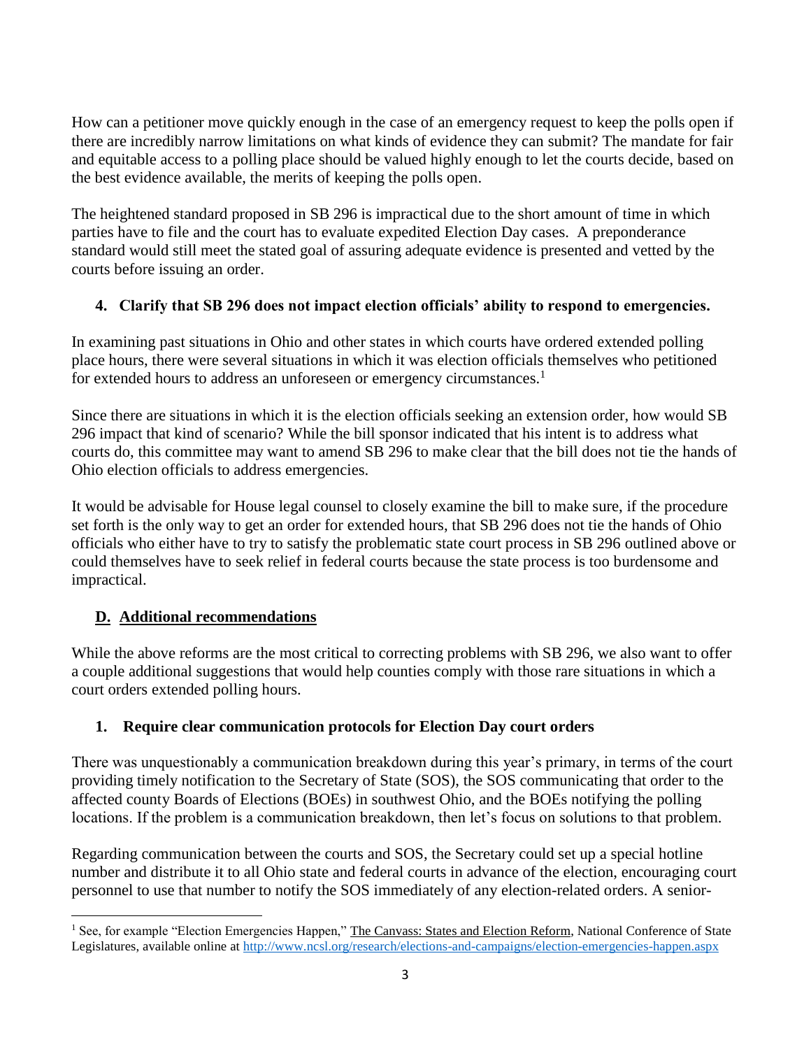How can a petitioner move quickly enough in the case of an emergency request to keep the polls open if there are incredibly narrow limitations on what kinds of evidence they can submit? The mandate for fair and equitable access to a polling place should be valued highly enough to let the courts decide, based on the best evidence available, the merits of keeping the polls open.

The heightened standard proposed in SB 296 is impractical due to the short amount of time in which parties have to file and the court has to evaluate expedited Election Day cases. A preponderance standard would still meet the stated goal of assuring adequate evidence is presented and vetted by the courts before issuing an order.

**4. Clarify that SB 296 does not impact election officials' ability to respond to emergencies.**

In examining past situations in Ohio and other states in which courts have ordered extended polling place hours, there were several situations in which it was election officials themselves who petitioned for extended hours to address an unforeseen or emergency circumstances.[1]

Since there are situations in which it is the election officials seeking an extension order, how would SB 296 impact that kind of scenario? While the bill sponsor indicated that his intent is to address what courts do, this committee may want to amend SB 296 to make clear that the bill does not tie the hands of Ohio election officials to address emergencies.

It would be advisable for House legal counsel to closely examine the bill to make sure, if the procedure set forth is the only way to get an order for extended hours, that SB 296 does not tie the hands of Ohio officials who either have to try to satisfy the problematic state court process in SB 296 outlined above or could themselves have to seek relief in federal courts because the state process is too burdensome and impractical.

## D. Additional recommendations

While the above reforms are the most critical to correcting problems with SB 296, we also want to offer a couple additional suggestions that would help counties comply with those rare situations in which a court orders extended polling hours.

**1. Require clear communication protocols for Election Day court orders**

There was unquestionably a communication breakdown during this year's primary, in terms of the court providing timely notification to the Secretary of State (SOS), the SOS communicating that order to the affected county Boards of Elections (BOEs) in southwest Ohio, and the BOEs notifying the polling locations. If the problem is a communication breakdown, then let's focus on solutions to that problem.

Regarding communication between the courts and SOS, the Secretary could set up a special hotline number and distribute it to all Ohio state and federal courts in advance of the election, encouraging court personnel to use that number to notify the SOS immediately of any election-related orders. A senior-

---

[1] See, for example "Election Emergencies Happen," The Canvass: States and Election Reform, National Conference of State Legislatures, available online at http://www.ncsl.org/research/elections-and-campaigns/election-emergencies-happen.aspx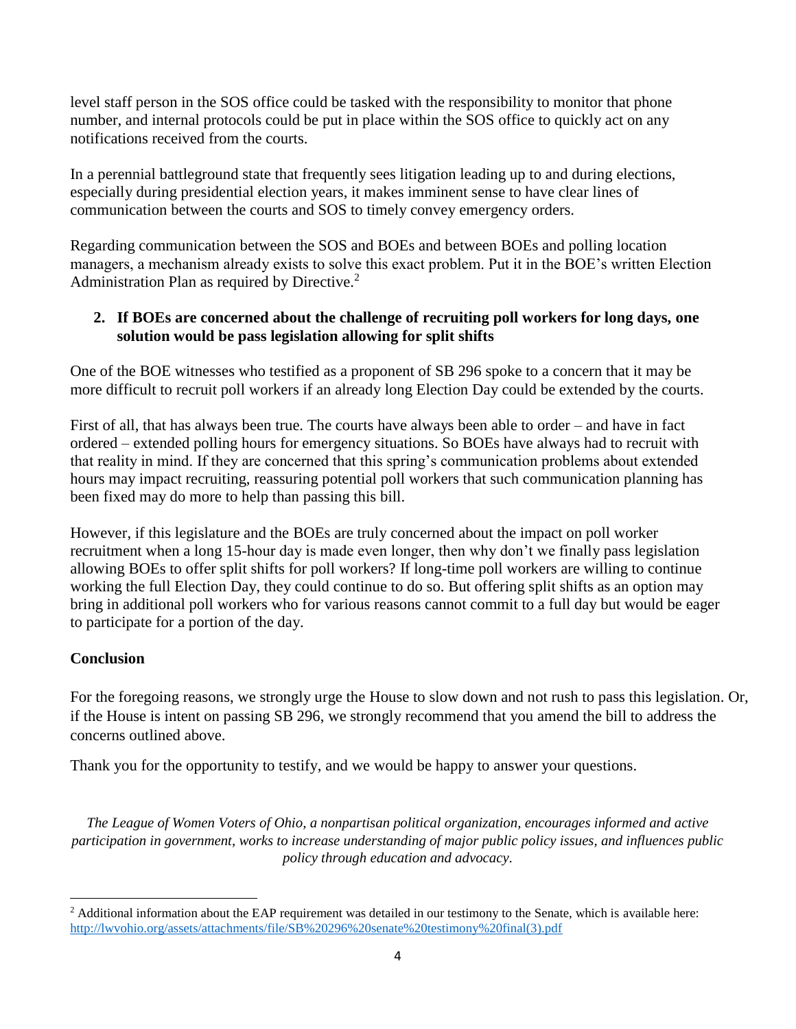level staff person in the SOS office could be tasked with the responsibility to monitor that phone number, and internal protocols could be put in place within the SOS office to quickly act on any notifications received from the courts.

In a perennial battleground state that frequently sees litigation leading up to and during elections, especially during presidential election years, it makes imminent sense to have clear lines of communication between the courts and SOS to timely convey emergency orders.

Regarding communication between the SOS and BOEs and between BOEs and polling location managers, a mechanism already exists to solve this exact problem. Put it in the BOE's written Election Administration Plan as required by Directive.[2]

**2. If BOEs are concerned about the challenge of recruiting poll workers for long days, one solution would be pass legislation allowing for split shifts**

One of the BOE witnesses who testified as a proponent of SB 296 spoke to a concern that it may be more difficult to recruit poll workers if an already long Election Day could be extended by the courts.

First of all, that has always been true. The courts have always been able to order – and have in fact ordered – extended polling hours for emergency situations. So BOEs have always had to recruit with that reality in mind. If they are concerned that this spring's communication problems about extended hours may impact recruiting, reassuring potential poll workers that such communication planning has been fixed may do more to help than passing this bill.

However, if this legislature and the BOEs are truly concerned about the impact on poll worker recruitment when a long 15-hour day is made even longer, then why don't we finally pass legislation allowing BOEs to offer split shifts for poll workers? If long-time poll workers are willing to continue working the full Election Day, they could continue to do so. But offering split shifts as an option may bring in additional poll workers who for various reasons cannot commit to a full day but would be eager to participate for a portion of the day.

**Conclusion**

For the foregoing reasons, we strongly urge the House to slow down and not rush to pass this legislation. Or, if the House is intent on passing SB 296, we strongly recommend that you amend the bill to address the concerns outlined above.

Thank you for the opportunity to testify, and we would be happy to answer your questions.

*The League of Women Voters of Ohio, a nonpartisan political organization, encourages informed and active participation in government, works to increase understanding of major public policy issues, and influences public policy through education and advocacy.*

---

[2] Additional information about the EAP requirement was detailed in our testimony to the Senate, which is available here: http://lwvohio.org/assets/attachments/file/SB%20296%20senate%20testimony%20final(3).pdf